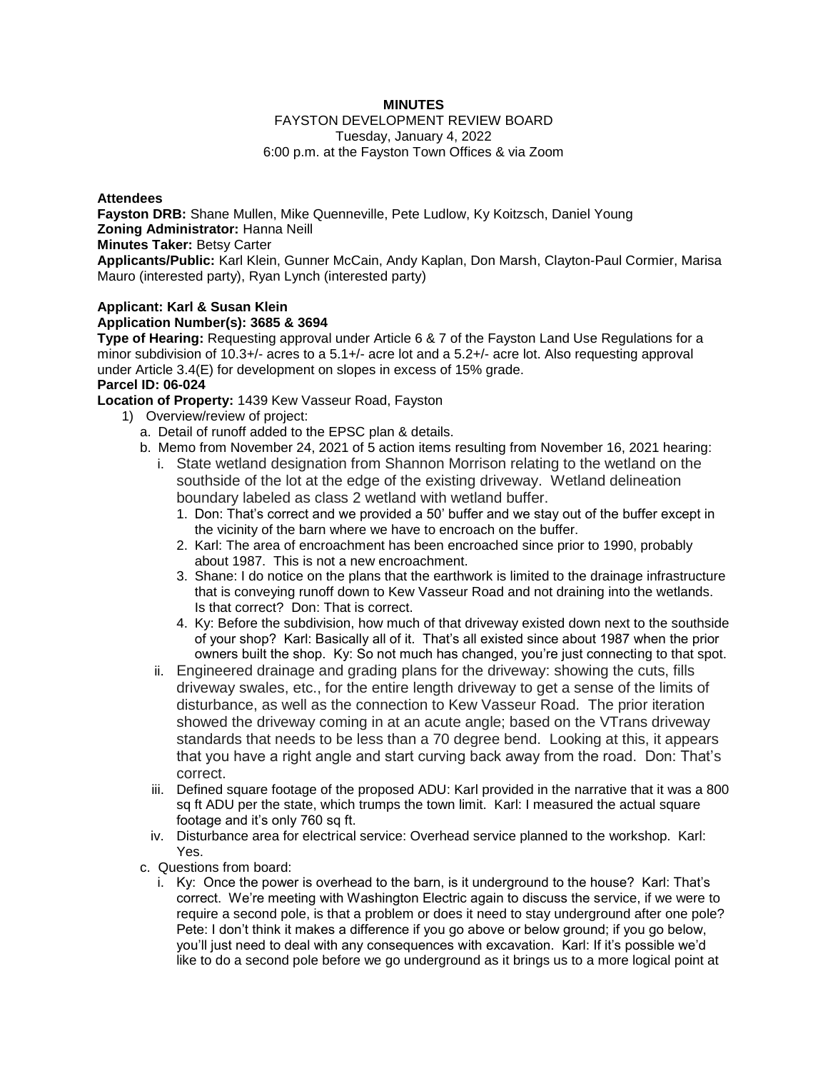**MINUTES**

FAYSTON DEVELOPMENT REVIEW BOARD
Tuesday, January 4, 2022
6:00 p.m. at the Fayston Town Offices & via Zoom

**Attendees**

**Fayston DRB:** Shane Mullen, Mike Quenneville, Pete Ludlow, Ky Koitzsch, Daniel Young
**Zoning Administrator:** Hanna Neill
**Minutes Taker:** Betsy Carter
**Applicants/Public:** Karl Klein, Gunner McCain, Andy Kaplan, Don Marsh, Clayton-Paul Cormier, Marisa Mauro (interested party), Ryan Lynch (interested party)

**Applicant: Karl & Susan Klein**
**Application Number(s): 3685 & 3694**
**Type of Hearing:** Requesting approval under Article 6 & 7 of the Fayston Land Use Regulations for a minor subdivision of 10.3+/- acres to a 5.1+/- acre lot and a 5.2+/- acre lot. Also requesting approval under Article 3.4(E) for development on slopes in excess of 15% grade.
**Parcel ID: 06-024**
**Location of Property:** 1439 Kew Vasseur Road, Fayston

1) Overview/review of project:
   a. Detail of runoff added to the EPSC plan & details.
   b. Memo from November 24, 2021 of 5 action items resulting from November 16, 2021 hearing:
      i. State wetland designation from Shannon Morrison relating to the wetland on the southside of the lot at the edge of the existing driveway. Wetland delineation boundary labeled as class 2 wetland with wetland buffer.
         1. Don: That's correct and we provided a 50' buffer and we stay out of the buffer except in the vicinity of the barn where we have to encroach on the buffer.
         2. Karl: The area of encroachment has been encroached since prior to 1990, probably about 1987. This is not a new encroachment.
         3. Shane: I do notice on the plans that the earthwork is limited to the drainage infrastructure that is conveying runoff down to Kew Vasseur Road and not draining into the wetlands. Is that correct? Don: That is correct.
         4. Ky: Before the subdivision, how much of that driveway existed down next to the southside of your shop? Karl: Basically all of it. That's all existed since about 1987 when the prior owners built the shop. Ky: So not much has changed, you're just connecting to that spot.
      ii. Engineered drainage and grading plans for the driveway: showing the cuts, fills driveway swales, etc., for the entire length driveway to get a sense of the limits of disturbance, as well as the connection to Kew Vasseur Road. The prior iteration showed the driveway coming in at an acute angle; based on the VTrans driveway standards that needs to be less than a 70 degree bend. Looking at this, it appears that you have a right angle and start curving back away from the road. Don: That's correct.
      iii. Defined square footage of the proposed ADU: Karl provided in the narrative that it was a 800 sq ft ADU per the state, which trumps the town limit. Karl: I measured the actual square footage and it's only 760 sq ft.
      iv. Disturbance area for electrical service: Overhead service planned to the workshop. Karl: Yes.
   c. Questions from board:
      i. Ky: Once the power is overhead to the barn, is it underground to the house? Karl: That's correct. We're meeting with Washington Electric again to discuss the service, if we were to require a second pole, is that a problem or does it need to stay underground after one pole? Pete: I don't think it makes a difference if you go above or below ground; if you go below, you'll just need to deal with any consequences with excavation. Karl: If it's possible we'd like to do a second pole before we go underground as it brings us to a more logical point at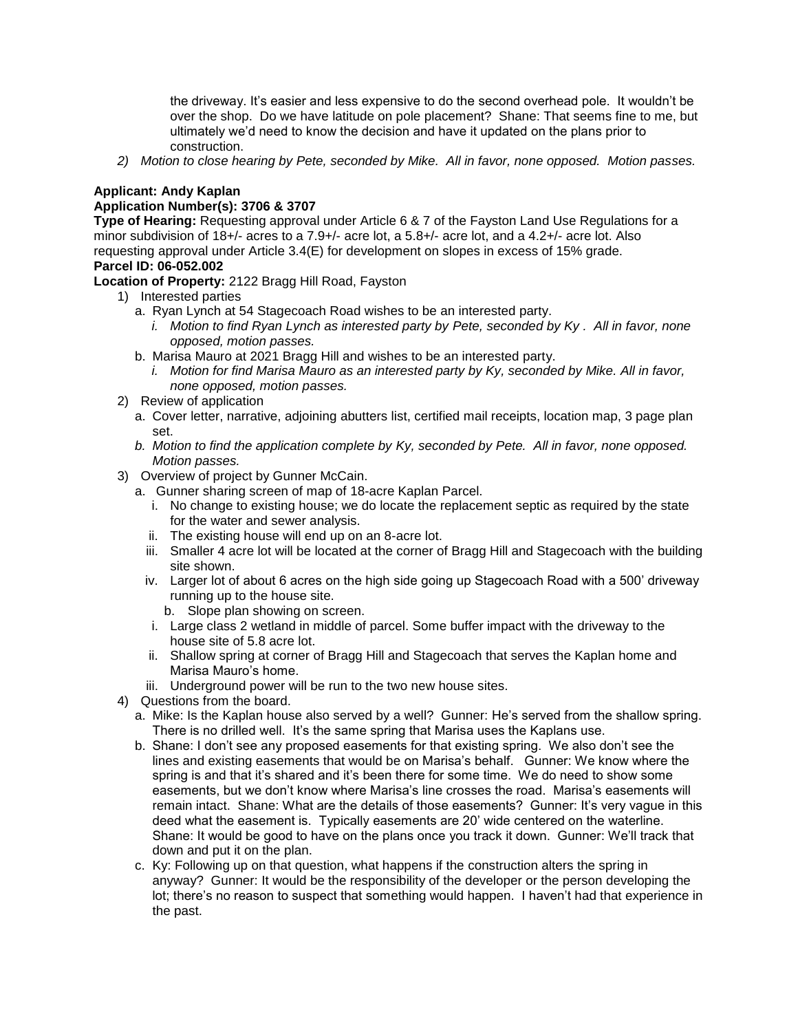the driveway. It's easier and less expensive to do the second overhead pole. It wouldn't be over the shop. Do we have latitude on pole placement? Shane: That seems fine to me, but ultimately we'd need to know the decision and have it updated on the plans prior to construction.

2) *Motion to close hearing by Pete, seconded by Mike. All in favor, none opposed. Motion passes.*

**Applicant: Andy Kaplan**
**Application Number(s): 3706 & 3707**
**Type of Hearing:** Requesting approval under Article 6 & 7 of the Fayston Land Use Regulations for a minor subdivision of 18+/- acres to a 7.9+/- acre lot, a 5.8+/- acre lot, and a 4.2+/- acre lot. Also requesting approval under Article 3.4(E) for development on slopes in excess of 15% grade.
**Parcel ID: 06-052.002**
**Location of Property:** 2122 Bragg Hill Road, Fayston

1) Interested parties
   a. Ryan Lynch at 54 Stagecoach Road wishes to be an interested party.
      i. *Motion to find Ryan Lynch as interested party by Pete, seconded by Ky . All in favor, none opposed, motion passes.*
   b. Marisa Mauro at 2021 Bragg Hill and wishes to be an interested party.
      i. *Motion for find Marisa Mauro as an interested party by Ky, seconded by Mike. All in favor, none opposed, motion passes.*
2) Review of application
   a. Cover letter, narrative, adjoining abutters list, certified mail receipts, location map, 3 page plan set.
   b. *Motion to find the application complete by Ky, seconded by Pete. All in favor, none opposed. Motion passes.*
3) Overview of project by Gunner McCain.
   a. Gunner sharing screen of map of 18-acre Kaplan Parcel.
      i. No change to existing house; we do locate the replacement septic as required by the state for the water and sewer analysis.
      ii. The existing house will end up on an 8-acre lot.
      iii. Smaller 4 acre lot will be located at the corner of Bragg Hill and Stagecoach with the building site shown.
      iv. Larger lot of about 6 acres on the high side going up Stagecoach Road with a 500' driveway running up to the house site.
   b. Slope plan showing on screen.
      i. Large class 2 wetland in middle of parcel. Some buffer impact with the driveway to the house site of 5.8 acre lot.
      ii. Shallow spring at corner of Bragg Hill and Stagecoach that serves the Kaplan home and Marisa Mauro's home.
      iii. Underground power will be run to the two new house sites.
4) Questions from the board.
   a. Mike: Is the Kaplan house also served by a well? Gunner: He's served from the shallow spring. There is no drilled well. It's the same spring that Marisa uses the Kaplans use.
   b. Shane: I don't see any proposed easements for that existing spring. We also don't see the lines and existing easements that would be on Marisa's behalf. Gunner: We know where the spring is and that it's shared and it's been there for some time. We do need to show some easements, but we don't know where Marisa's line crosses the road. Marisa's easements will remain intact. Shane: What are the details of those easements? Gunner: It's very vague in this deed what the easement is. Typically easements are 20' wide centered on the waterline. Shane: It would be good to have on the plans once you track it down. Gunner: We'll track that down and put it on the plan.
   c. Ky: Following up on that question, what happens if the construction alters the spring in anyway? Gunner: It would be the responsibility of the developer or the person developing the lot; there's no reason to suspect that something would happen. I haven't had that experience in the past.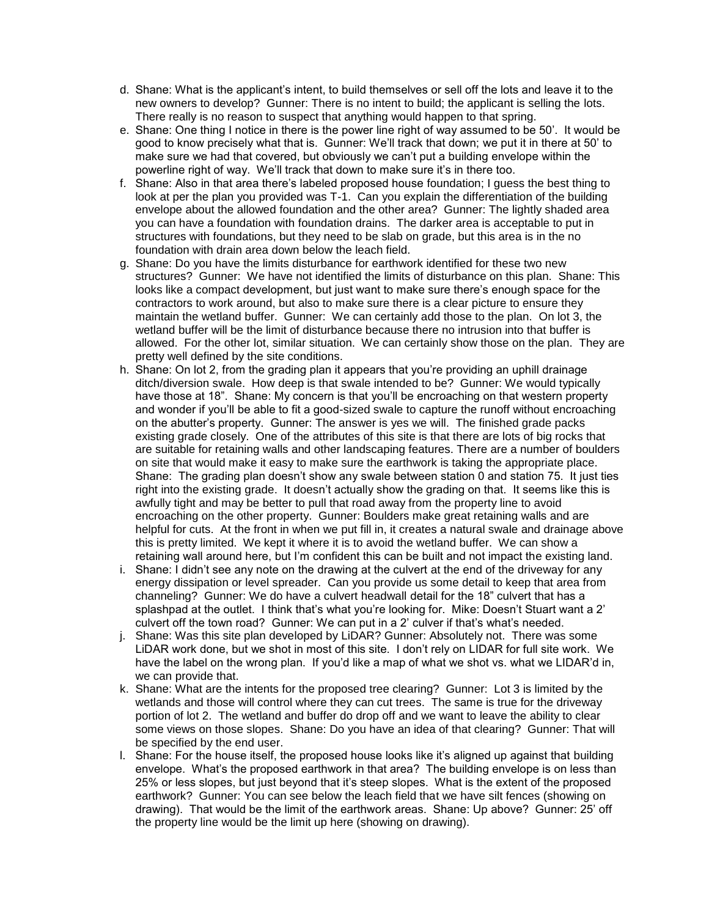d. Shane: What is the applicant's intent, to build themselves or sell off the lots and leave it to the new owners to develop? Gunner: There is no intent to build; the applicant is selling the lots. There really is no reason to suspect that anything would happen to that spring.

e. Shane: One thing I notice in there is the power line right of way assumed to be 50'. It would be good to know precisely what that is. Gunner: We'll track that down; we put it in there at 50' to make sure we had that covered, but obviously we can't put a building envelope within the powerline right of way. We'll track that down to make sure it's in there too.

f. Shane: Also in that area there's labeled proposed house foundation; I guess the best thing to look at per the plan you provided was T-1. Can you explain the differentiation of the building envelope about the allowed foundation and the other area? Gunner: The lightly shaded area you can have a foundation with foundation drains. The darker area is acceptable to put in structures with foundations, but they need to be slab on grade, but this area is in the no foundation with drain area down below the leach field.

g. Shane: Do you have the limits disturbance for earthwork identified for these two new structures? Gunner: We have not identified the limits of disturbance on this plan. Shane: This looks like a compact development, but just want to make sure there's enough space for the contractors to work around, but also to make sure there is a clear picture to ensure they maintain the wetland buffer. Gunner: We can certainly add those to the plan. On lot 3, the wetland buffer will be the limit of disturbance because there no intrusion into that buffer is allowed. For the other lot, similar situation. We can certainly show those on the plan. They are pretty well defined by the site conditions.

h. Shane: On lot 2, from the grading plan it appears that you're providing an uphill drainage ditch/diversion swale. How deep is that swale intended to be? Gunner: We would typically have those at 18". Shane: My concern is that you'll be encroaching on that western property and wonder if you'll be able to fit a good-sized swale to capture the runoff without encroaching on the abutter's property. Gunner: The answer is yes we will. The finished grade packs existing grade closely. One of the attributes of this site is that there are lots of big rocks that are suitable for retaining walls and other landscaping features. There are a number of boulders on site that would make it easy to make sure the earthwork is taking the appropriate place. Shane: The grading plan doesn't show any swale between station 0 and station 75. It just ties right into the existing grade. It doesn't actually show the grading on that. It seems like this is awfully tight and may be better to pull that road away from the property line to avoid encroaching on the other property. Gunner: Boulders make great retaining walls and are helpful for cuts. At the front in when we put fill in, it creates a natural swale and drainage above this is pretty limited. We kept it where it is to avoid the wetland buffer. We can show a retaining wall around here, but I'm confident this can be built and not impact the existing land.

i. Shane: I didn't see any note on the drawing at the culvert at the end of the driveway for any energy dissipation or level spreader. Can you provide us some detail to keep that area from channeling? Gunner: We do have a culvert headwall detail for the 18" culvert that has a splashpad at the outlet. I think that's what you're looking for. Mike: Doesn't Stuart want a 2' culvert off the town road? Gunner: We can put in a 2' culver if that's what's needed.

j. Shane: Was this site plan developed by LiDAR? Gunner: Absolutely not. There was some LiDAR work done, but we shot in most of this site. I don't rely on LIDAR for full site work. We have the label on the wrong plan. If you'd like a map of what we shot vs. what we LIDAR'd in, we can provide that.

k. Shane: What are the intents for the proposed tree clearing? Gunner: Lot 3 is limited by the wetlands and those will control where they can cut trees. The same is true for the driveway portion of lot 2. The wetland and buffer do drop off and we want to leave the ability to clear some views on those slopes. Shane: Do you have an idea of that clearing? Gunner: That will be specified by the end user.

l. Shane: For the house itself, the proposed house looks like it's aligned up against that building envelope. What's the proposed earthwork in that area? The building envelope is on less than 25% or less slopes, but just beyond that it's steep slopes. What is the extent of the proposed earthwork? Gunner: You can see below the leach field that we have silt fences (showing on drawing). That would be the limit of the earthwork areas. Shane: Up above? Gunner: 25' off the property line would be the limit up here (showing on drawing).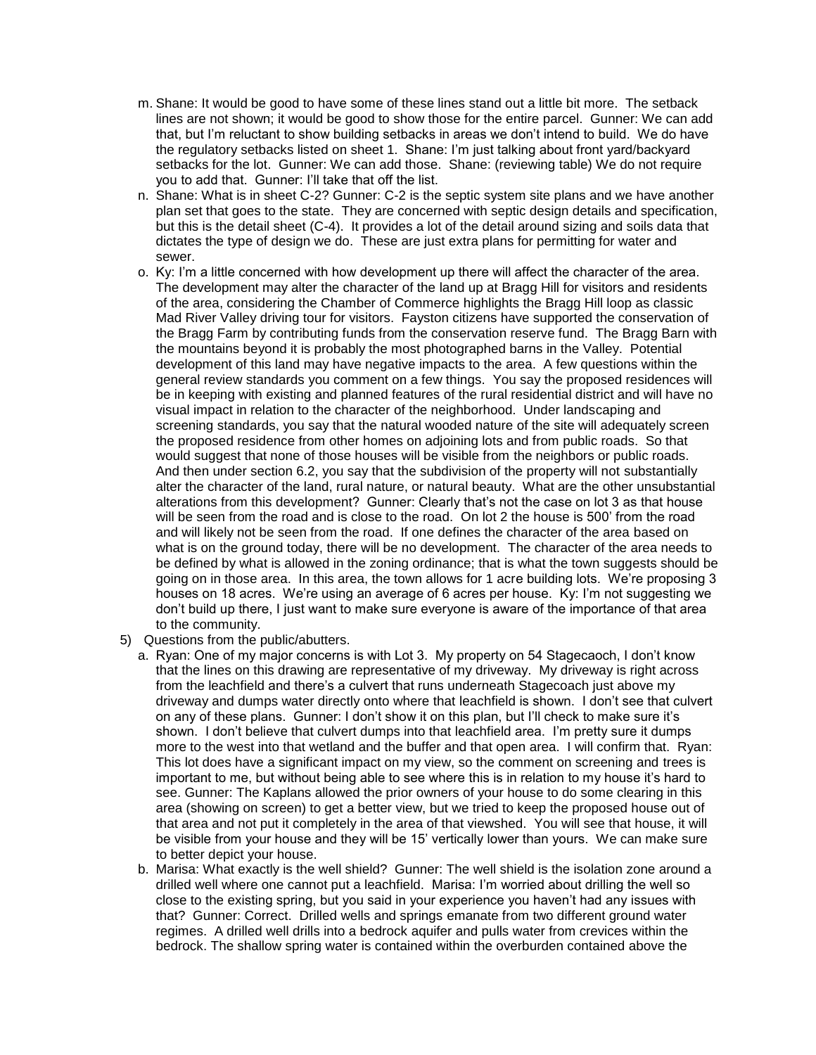m. Shane: It would be good to have some of these lines stand out a little bit more. The setback lines are not shown; it would be good to show those for the entire parcel. Gunner: We can add that, but I'm reluctant to show building setbacks in areas we don't intend to build. We do have the regulatory setbacks listed on sheet 1. Shane: I'm just talking about front yard/backyard setbacks for the lot. Gunner: We can add those. Shane: (reviewing table) We do not require you to add that. Gunner: I'll take that off the list.

n. Shane: What is in sheet C-2? Gunner: C-2 is the septic system site plans and we have another plan set that goes to the state. They are concerned with septic design details and specification, but this is the detail sheet (C-4). It provides a lot of the detail around sizing and soils data that dictates the type of design we do. These are just extra plans for permitting for water and sewer.

o. Ky: I'm a little concerned with how development up there will affect the character of the area. The development may alter the character of the land up at Bragg Hill for visitors and residents of the area, considering the Chamber of Commerce highlights the Bragg Hill loop as classic Mad River Valley driving tour for visitors. Fayston citizens have supported the conservation of the Bragg Farm by contributing funds from the conservation reserve fund. The Bragg Barn with the mountains beyond it is probably the most photographed barns in the Valley. Potential development of this land may have negative impacts to the area. A few questions within the general review standards you comment on a few things. You say the proposed residences will be in keeping with existing and planned features of the rural residential district and will have no visual impact in relation to the character of the neighborhood. Under landscaping and screening standards, you say that the natural wooded nature of the site will adequately screen the proposed residence from other homes on adjoining lots and from public roads. So that would suggest that none of those houses will be visible from the neighbors or public roads. And then under section 6.2, you say that the subdivision of the property will not substantially alter the character of the land, rural nature, or natural beauty. What are the other unsubstantial alterations from this development? Gunner: Clearly that's not the case on lot 3 as that house will be seen from the road and is close to the road. On lot 2 the house is 500' from the road and will likely not be seen from the road. If one defines the character of the area based on what is on the ground today, there will be no development. The character of the area needs to be defined by what is allowed in the zoning ordinance; that is what the town suggests should be going on in those area. In this area, the town allows for 1 acre building lots. We're proposing 3 houses on 18 acres. We're using an average of 6 acres per house. Ky: I'm not suggesting we don't build up there, I just want to make sure everyone is aware of the importance of that area to the community.

5) Questions from the public/abutters.

   a. Ryan: One of my major concerns is with Lot 3. My property on 54 Stagecaoch, I don't know that the lines on this drawing are representative of my driveway. My driveway is right across from the leachfield and there's a culvert that runs underneath Stagecoach just above my driveway and dumps water directly onto where that leachfield is shown. I don't see that culvert on any of these plans. Gunner: I don't show it on this plan, but I'll check to make sure it's shown. I don't believe that culvert dumps into that leachfield area. I'm pretty sure it dumps more to the west into that wetland and the buffer and that open area. I will confirm that. Ryan: This lot does have a significant impact on my view, so the comment on screening and trees is important to me, but without being able to see where this is in relation to my house it's hard to see. Gunner: The Kaplans allowed the prior owners of your house to do some clearing in this area (showing on screen) to get a better view, but we tried to keep the proposed house out of that area and not put it completely in the area of that viewshed. You will see that house, it will be visible from your house and they will be 15' vertically lower than yours. We can make sure to better depict your house.

   b. Marisa: What exactly is the well shield? Gunner: The well shield is the isolation zone around a drilled well where one cannot put a leachfield. Marisa: I'm worried about drilling the well so close to the existing spring, but you said in your experience you haven't had any issues with that? Gunner: Correct. Drilled wells and springs emanate from two different ground water regimes. A drilled well drills into a bedrock aquifer and pulls water from crevices within the bedrock. The shallow spring water is contained within the overburden contained above the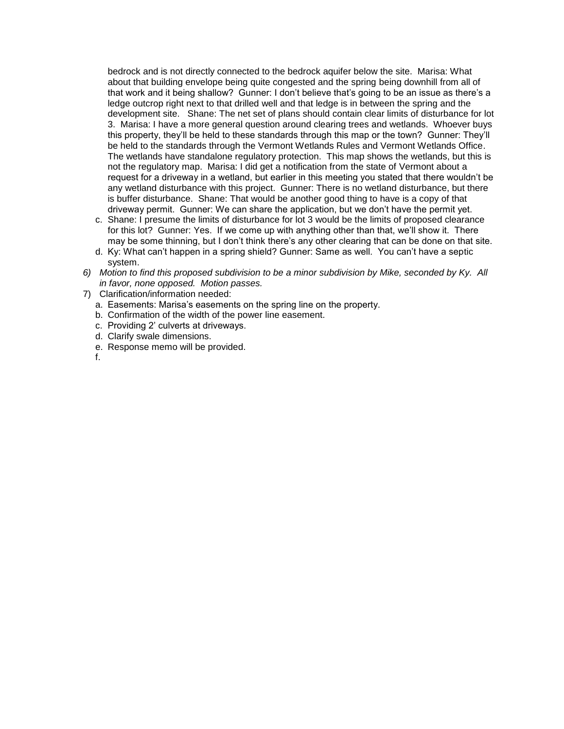bedrock and is not directly connected to the bedrock aquifer below the site. Marisa: What about that building envelope being quite congested and the spring being downhill from all of that work and it being shallow? Gunner: I don't believe that's going to be an issue as there's a ledge outcrop right next to that drilled well and that ledge is in between the spring and the development site. Shane: The net set of plans should contain clear limits of disturbance for lot 3. Marisa: I have a more general question around clearing trees and wetlands. Whoever buys this property, they'll be held to these standards through this map or the town? Gunner: They'll be held to the standards through the Vermont Wetlands Rules and Vermont Wetlands Office. The wetlands have standalone regulatory protection. This map shows the wetlands, but this is not the regulatory map. Marisa: I did get a notification from the state of Vermont about a request for a driveway in a wetland, but earlier in this meeting you stated that there wouldn't be any wetland disturbance with this project. Gunner: There is no wetland disturbance, but there is buffer disturbance. Shane: That would be another good thing to have is a copy of that driveway permit. Gunner: We can share the application, but we don't have the permit yet.

c. Shane: I presume the limits of disturbance for lot 3 would be the limits of proposed clearance for this lot? Gunner: Yes. If we come up with anything other than that, we'll show it. There may be some thinning, but I don't think there's any other clearing that can be done on that site.
d. Ky: What can't happen in a spring shield? Gunner: Same as well. You can't have a septic system.

6) *Motion to find this proposed subdivision to be a minor subdivision by Mike, seconded by Ky. All in favor, none opposed. Motion passes.*
7) Clarification/information needed:
   a. Easements: Marisa's easements on the spring line on the property.
   b. Confirmation of the width of the power line easement.
   c. Providing 2' culverts at driveways.
   d. Clarify swale dimensions.
   e. Response memo will be provided.
   f.